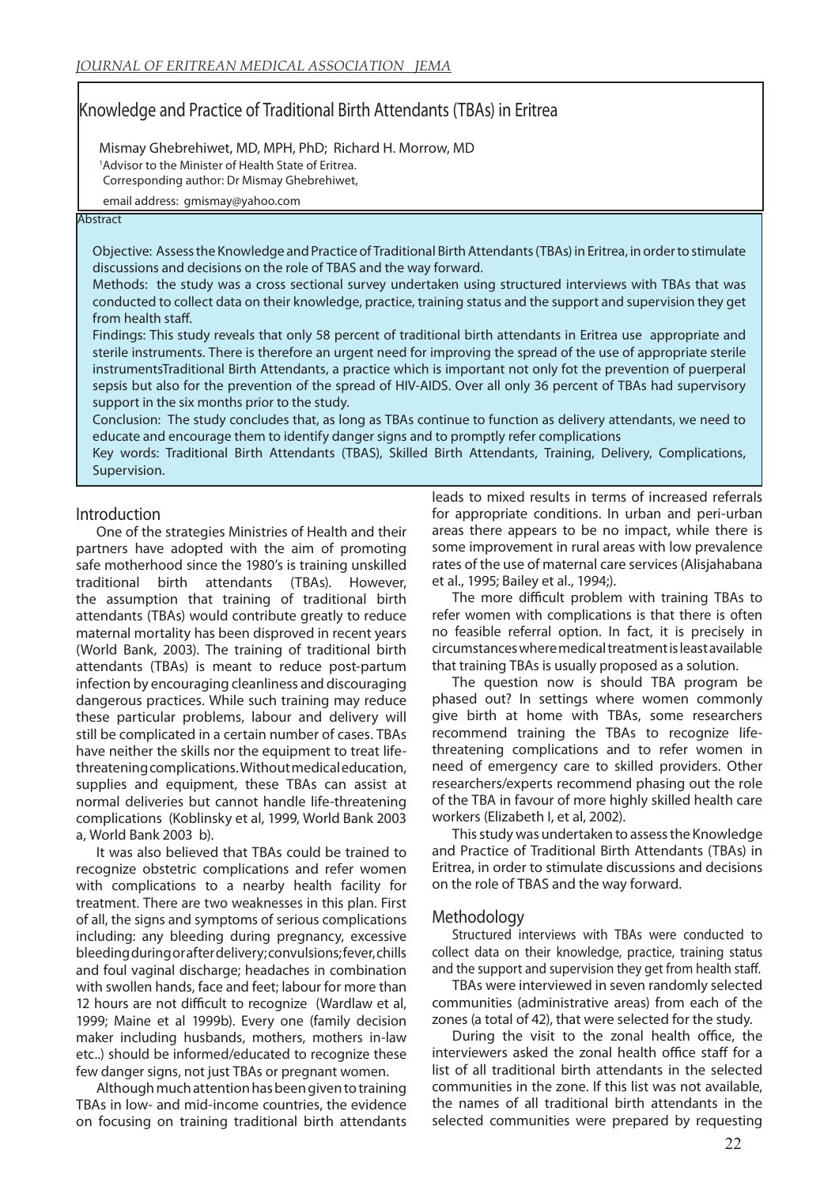# Knowledge and Practice of Traditional Birth Attendants (TBAs) in Eritrea

Mismay Ghebrehiwet, MD, MPH, PhD; Richard H. Morrow, MD

[1]Advisor to the Minister of Health State of Eritrea.

Corresponding author: Dr Mismay Ghebrehiwet,

email address: gmismay@yahoo.com

## Abstract

Objective: Assess the Knowledge and Practice of Traditional Birth Attendants (TBAs) in Eritrea, in order to stimulate discussions and decisions on the role of TBAS and the way forward.

Methods: the study was a cross sectional survey undertaken using structured interviews with TBAs that was conducted to collect data on their knowledge, practice, training status and the support and supervision they get from health staff.

Findings: This study reveals that only 58 percent of traditional birth attendants in Eritrea use appropriate and sterile instruments. There is therefore an urgent need for improving the spread of the use of appropriate sterile instrumentsTraditional Birth Attendants, a practice which is important not only fot the prevention of puerperal sepsis but also for the prevention of the spread of HIV-AIDS. Over all only 36 percent of TBAs had supervisory support in the six months prior to the study.

Conclusion: The study concludes that, as long as TBAs continue to function as delivery attendants, we need to educate and encourage them to identify danger signs and to promptly refer complications

Key words: Traditional Birth Attendants (TBAS), Skilled Birth Attendants, Training, Delivery, Complications, Supervision.

## Introduction

One of the strategies Ministries of Health and their partners have adopted with the aim of promoting safe motherhood since the 1980's is training unskilled traditional birth attendants (TBAs). However, the assumption that training of traditional birth attendants (TBAs) would contribute greatly to reduce maternal mortality has been disproved in recent years (World Bank, 2003). The training of traditional birth attendants (TBAs) is meant to reduce post-partum infection by encouraging cleanliness and discouraging dangerous practices. While such training may reduce these particular problems, labour and delivery will still be complicated in a certain number of cases. TBAs have neither the skills nor the equipment to treat life-threatening complications. Without medical education, supplies and equipment, these TBAs can assist at normal deliveries but cannot handle life-threatening complications (Koblinsky et al, 1999, World Bank 2003 a, World Bank 2003 b).

It was also believed that TBAs could be trained to recognize obstetric complications and refer women with complications to a nearby health facility for treatment. There are two weaknesses in this plan. First of all, the signs and symptoms of serious complications including: any bleeding during pregnancy, excessive bleeding during or after delivery; convulsions; fever, chills and foul vaginal discharge; headaches in combination with swollen hands, face and feet; labour for more than 12 hours are not difficult to recognize (Wardlaw et al, 1999; Maine et al 1999b). Every one (family decision maker including husbands, mothers, mothers in-law etc..) should be informed/educated to recognize these few danger signs, not just TBAs or pregnant women.

Although much attention has been given to training TBAs in low- and mid-income countries, the evidence on focusing on training traditional birth attendants leads to mixed results in terms of increased referrals for appropriate conditions. In urban and peri-urban areas there appears to be no impact, while there is some improvement in rural areas with low prevalence rates of the use of maternal care services (Alisjahabana et al., 1995; Bailey et al., 1994;).

The more difficult problem with training TBAs to refer women with complications is that there is often no feasible referral option. In fact, it is precisely in circumstances where medical treatment is least available that training TBAs is usually proposed as a solution.

The question now is should TBA program be phased out? In settings where women commonly give birth at home with TBAs, some researchers recommend training the TBAs to recognize life-threatening complications and to refer women in need of emergency care to skilled providers. Other researchers/experts recommend phasing out the role of the TBA in favour of more highly skilled health care workers (Elizabeth I, et al, 2002).

This study was undertaken to assess the Knowledge and Practice of Traditional Birth Attendants (TBAs) in Eritrea, in order to stimulate discussions and decisions on the role of TBAS and the way forward.

## Methodology

Structured interviews with TBAs were conducted to collect data on their knowledge, practice, training status and the support and supervision they get from health staff.

TBAs were interviewed in seven randomly selected communities (administrative areas) from each of the zones (a total of 42), that were selected for the study.

During the visit to the zonal health office, the interviewers asked the zonal health office staff for a list of all traditional birth attendants in the selected communities in the zone. If this list was not available, the names of all traditional birth attendants in the selected communities were prepared by requesting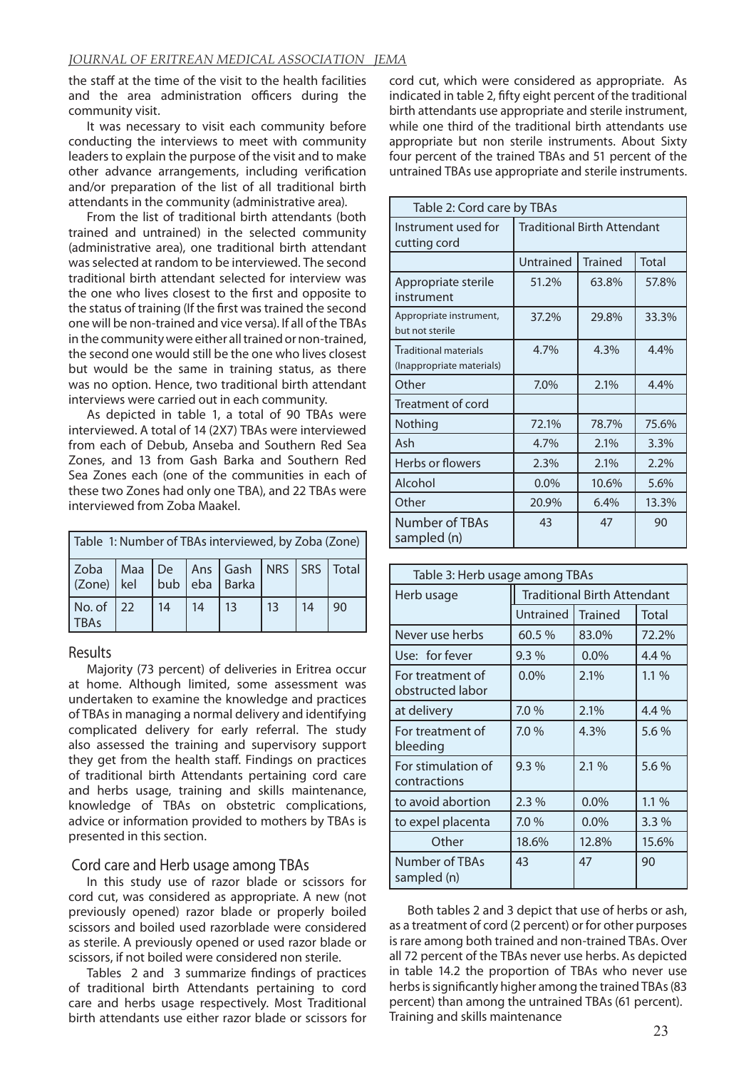the staff at the time of the visit to the health facilities and the area administration officers during the community visit.

It was necessary to visit each community before conducting the interviews to meet with community leaders to explain the purpose of the visit and to make other advance arrangements, including verification and/or preparation of the list of all traditional birth attendants in the community (administrative area).

From the list of traditional birth attendants (both trained and untrained) in the selected community (administrative area), one traditional birth attendant was selected at random to be interviewed. The second traditional birth attendant selected for interview was the one who lives closest to the first and opposite to the status of training (If the first was trained the second one will be non-trained and vice versa). If all of the TBAs in the community were either all trained or non-trained, the second one would still be the one who lives closest but would be the same in training status, as there was no option. Hence, two traditional birth attendant interviews were carried out in each community.

As depicted in table 1, a total of 90 TBAs were interviewed. A total of 14 (2X7) TBAs were interviewed from each of Debub, Anseba and Southern Red Sea Zones, and 13 from Gash Barka and Southern Red Sea Zones each (one of the communities in each of these two Zones had only one TBA), and 22 TBAs were interviewed from Zoba Maakel.

Table 1: Number of TBAs interviewed, by Zoba (Zone)

| Zoba (Zone) | Maakel | Debub | Anseba | Gash Barka | NRS | SRS | Total |
|---|---|---|---|---|---|---|---|
| No. of TBAs | 22 | 14 | 14 | 13 | 13 | 14 | 90 |

## Results

Majority (73 percent) of deliveries in Eritrea occur at home. Although limited, some assessment was undertaken to examine the knowledge and practices of TBAs in managing a normal delivery and identifying complicated delivery for early referral. The study also assessed the training and supervisory support they get from the health staff. Findings on practices of traditional birth Attendants pertaining cord care and herbs usage, training and skills maintenance, knowledge of TBAs on obstetric complications, advice or information provided to mothers by TBAs is presented in this section.

### Cord care and Herb usage among TBAs

In this study use of razor blade or scissors for cord cut, was considered as appropriate. A new (not previously opened) razor blade or properly boiled scissors and boiled used razorblade were considered as sterile. A previously opened or used razor blade or scissors, if not boiled were considered non sterile.

Tables 2 and 3 summarize findings of practices of traditional birth Attendants pertaining to cord care and herbs usage respectively. Most Traditional birth attendants use either razor blade or scissors for cord cut, which were considered as appropriate. As indicated in table 2, fifty eight percent of the traditional birth attendants use appropriate and sterile instrument, while one third of the traditional birth attendants use appropriate but non sterile instruments. About Sixty four percent of the trained TBAs and 51 percent of the untrained TBAs use appropriate and sterile instruments.

Table 2: Cord care by TBAs

| Instrument used for cutting cord | Traditional Birth Attendant | | |
|---|---|---|---|
| | Untrained | Trained | Total |
| Appropriate sterile instrument | 51.2% | 63.8% | 57.8% |
| Appropriate instrument, but not sterile | 37.2% | 29.8% | 33.3% |
| Traditional materials (Inappropriate materials) | 4.7% | 4.3% | 4.4% |
| Other | 7.0% | 2.1% | 4.4% |
| Treatment of cord | | | |
| Nothing | 72.1% | 78.7% | 75.6% |
| Ash | 4.7% | 2.1% | 3.3% |
| Herbs or flowers | 2.3% | 2.1% | 2.2% |
| Alcohol | 0.0% | 10.6% | 5.6% |
| Other | 20.9% | 6.4% | 13.3% |
| Number of TBAs sampled (n) | 43 | 47 | 90 |

Table 3: Herb usage among TBAs

| Herb usage | Traditional Birth Attendant | | |
|---|---|---|---|
| | Untrained | Trained | Total |
| Never use herbs | 60.5 % | 83.0% | 72.2% |
| Use: for fever | 9.3 % | 0.0% | 4.4 % |
| For treatment of obstructed labor | 0.0% | 2.1% | 1.1 % |
| at delivery | 7.0 % | 2.1% | 4.4 % |
| For treatment of bleeding | 7.0 % | 4.3% | 5.6 % |
| For stimulation of contractions | 9.3 % | 2.1 % | 5.6 % |
| to avoid abortion | 2.3 % | 0.0% | 1.1 % |
| to expel placenta | 7.0 % | 0.0% | 3.3 % |
| Other | 18.6% | 12.8% | 15.6% |
| Number of TBAs sampled (n) | 43 | 47 | 90 |

Both tables 2 and 3 depict that use of herbs or ash, as a treatment of cord (2 percent) or for other purposes is rare among both trained and non-trained TBAs. Over all 72 percent of the TBAs never use herbs. As depicted in table 14.2 the proportion of TBAs who never use herbs is significantly higher among the trained TBAs (83 percent) than among the untrained TBAs (61 percent).

Training and skills maintenance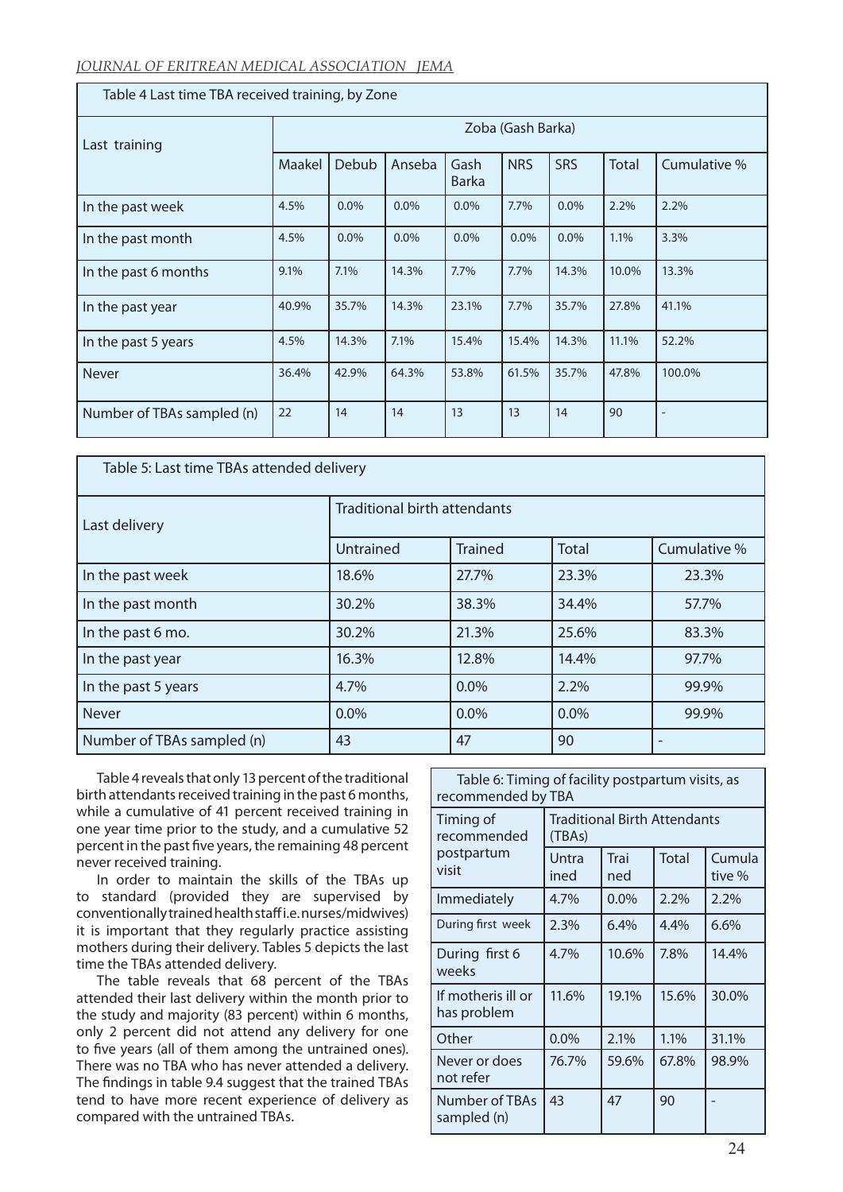Table 4 Last time TBA received training, by Zone

| Last training | Zoba (Gash Barka) | | | | | | | |
|---|---|---|---|---|---|---|---|---|
| | Maakel | Debub | Anseba | Gash Barka | NRS | SRS | Total | Cumulative % |
| In the past week | 4.5% | 0.0% | 0.0% | 0.0% | 7.7% | 0.0% | 2.2% | 2.2% |
| In the past month | 4.5% | 0.0% | 0.0% | 0.0% | 0.0% | 0.0% | 1.1% | 3.3% |
| In the past 6 months | 9.1% | 7.1% | 14.3% | 7.7% | 7.7% | 14.3% | 10.0% | 13.3% |
| In the past year | 40.9% | 35.7% | 14.3% | 23.1% | 7.7% | 35.7% | 27.8% | 41.1% |
| In the past 5 years | 4.5% | 14.3% | 7.1% | 15.4% | 15.4% | 14.3% | 11.1% | 52.2% |
| Never | 36.4% | 42.9% | 64.3% | 53.8% | 61.5% | 35.7% | 47.8% | 100.0% |
| Number of TBAs sampled (n) | 22 | 14 | 14 | 13 | 13 | 14 | 90 | - |

Table 5: Last time TBAs attended delivery

| Last delivery | Traditional birth attendants | | | |
|---|---|---|---|---|
| | Untrained | Trained | Total | Cumulative % |
| In the past week | 18.6% | 27.7% | 23.3% | 23.3% |
| In the past month | 30.2% | 38.3% | 34.4% | 57.7% |
| In the past 6 mo. | 30.2% | 21.3% | 25.6% | 83.3% |
| In the past year | 16.3% | 12.8% | 14.4% | 97.7% |
| In the past 5 years | 4.7% | 0.0% | 2.2% | 99.9% |
| Never | 0.0% | 0.0% | 0.0% | 99.9% |
| Number of TBAs sampled (n) | 43 | 47 | 90 | - |

Table 4 reveals that only 13 percent of the traditional birth attendants received training in the past 6 months, while a cumulative of 41 percent received training in one year time prior to the study, and a cumulative 52 percent in the past five years, the remaining 48 percent never received training.

In order to maintain the skills of the TBAs up to standard (provided they are supervised by conventionally trained health staff i.e. nurses/midwives) it is important that they regularly practice assisting mothers during their delivery. Tables 5 depicts the last time the TBAs attended delivery.

The table reveals that 68 percent of the TBAs attended their last delivery within the month prior to the study and majority (83 percent) within 6 months, only 2 percent did not attend any delivery for one to five years (all of them among the untrained ones). There was no TBA who has never attended a delivery. The findings in table 9.4 suggest that the trained TBAs tend to have more recent experience of delivery as compared with the untrained TBAs.

Table 6: Timing of facility postpartum visits, as recommended by TBA

| Timing of recommended postpartum visit | Traditional Birth Attendants (TBAs) | | | |
|---|---|---|---|---|
| | Untrained | Trained | Total | Cumulative % |
| Immediately | 4.7% | 0.0% | 2.2% | 2.2% |
| During first week | 2.3% | 6.4% | 4.4% | 6.6% |
| During first 6 weeks | 4.7% | 10.6% | 7.8% | 14.4% |
| If motheris ill or has problem | 11.6% | 19.1% | 15.6% | 30.0% |
| Other | 0.0% | 2.1% | 1.1% | 31.1% |
| Never or does not refer | 76.7% | 59.6% | 67.8% | 98.9% |
| Number of TBAs sampled (n) | 43 | 47 | 90 | - |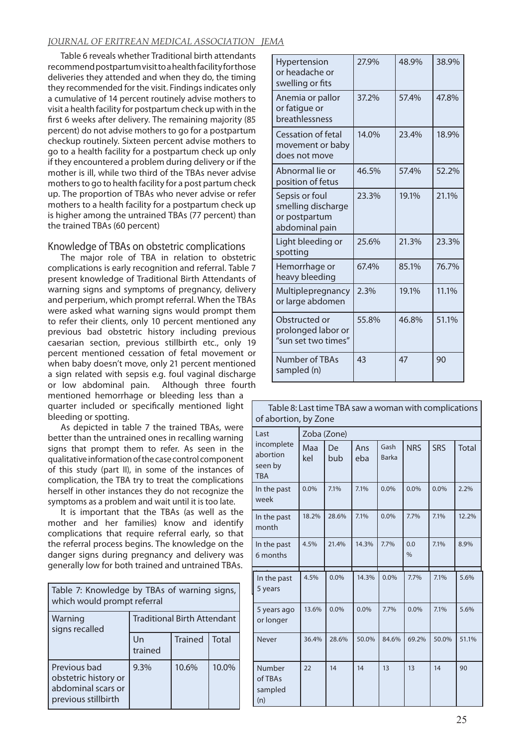Table 6 reveals whether Traditional birth attendants recommend postpartum visit to a health facility for those deliveries they attended and when they do, the timing they recommended for the visit. Findings indicates only a cumulative of 14 percent routinely advise mothers to visit a health facility for postpartum check up with in the first 6 weeks after delivery. The remaining majority (85 percent) do not advise mothers to go for a postpartum checkup routinely. Sixteen percent advise mothers to go to a health facility for a postpartum check up only if they encountered a problem during delivery or if the mother is ill, while two third of the TBAs never advise mothers to go to health facility for a post partum check up. The proportion of TBAs who never advise or refer mothers to a health facility for a postpartum check up is higher among the untrained TBAs (77 percent) than the trained TBAs (60 percent)

## Knowledge of TBAs on obstetric complications

The major role of TBA in relation to obstetric complications is early recognition and referral. Table 7 present knowledge of Traditional Birth Attendants of warning signs and symptoms of pregnancy, delivery and perperium, which prompt referral. When the TBAs were asked what warning signs would prompt them to refer their clients, only 10 percent mentioned any previous bad obstetric history including previous caesarian section, previous stillbirth etc., only 19 percent mentioned cessation of fetal movement or when baby doesn't move, only 21 percent mentioned a sign related with sepsis e.g. foul vaginal discharge or low abdominal pain. Although three fourth mentioned hemorrhage or bleeding less than a quarter included or specifically mentioned light bleeding or spotting.

As depicted in table 7 the trained TBAs, were better than the untrained ones in recalling warning signs that prompt them to refer. As seen in the qualitative information of the case control component of this study (part II), in some of the instances of complication, the TBA try to treat the complications herself in other instances they do not recognize the symptoms as a problem and wait until it is too late.

It is important that the TBAs (as well as the mother and her families) know and identify complications that require referral early, so that the referral process begins. The knowledge on the danger signs during pregnancy and delivery was generally low for both trained and untrained TBAs.

Table 7: Knowledge by TBAs of warning signs, which would prompt referral

| Warning signs recalled | Traditional Birth Attendant | | |
|---|---|---|---|
| | Un trained | Trained | Total |
| Previous bad obstetric history or abdominal scars or previous stillbirth | 9.3% | 10.6% | 10.0% |
| Hypertension or headache or swelling or fits | 27.9% | 48.9% | 38.9% |
| Anemia or pallor or fatigue or breathlessness | 37.2% | 57.4% | 47.8% |
| Cessation of fetal movement or baby does not move | 14.0% | 23.4% | 18.9% |
| Abnormal lie or position of fetus | 46.5% | 57.4% | 52.2% |
| Sepsis or foul smelling discharge or postpartum abdominal pain | 23.3% | 19.1% | 21.1% |
| Light bleeding or spotting | 25.6% | 21.3% | 23.3% |
| Hemorrhage or heavy bleeding | 67.4% | 85.1% | 76.7% |
| Multiplepregnancy or large abdomen | 2.3% | 19.1% | 11.1% |
| Obstructed or prolonged labor or "sun set two times" | 55.8% | 46.8% | 51.1% |
| Number of TBAs sampled (n) | 43 | 47 | 90 |

Table 8: Last time TBA saw a woman with complications of abortion, by Zone

| Last incomplete abortion seen by TBA | Zoba (Zone) | | | | | | |
|---|---|---|---|---|---|---|---|
| | Maa kel | De bub | Ans eba | Gash Barka | NRS | SRS | Total |
| In the past week | 0.0% | 7.1% | 7.1% | 0.0% | 0.0% | 0.0% | 2.2% |
| In the past month | 18.2% | 28.6% | 7.1% | 0.0% | 7.7% | 7.1% | 12.2% |
| In the past 6 months | 4.5% | 21.4% | 14.3% | 7.7% | 0.0 % | 7.1% | 8.9% |
| In the past 5 years | 4.5% | 0.0% | 14.3% | 0.0% | 7.7% | 7.1% | 5.6% |
| 5 years ago or longer | 13.6% | 0.0% | 0.0% | 7.7% | 0.0% | 7.1% | 5.6% |
| Never | 36.4% | 28.6% | 50.0% | 84.6% | 69.2% | 50.0% | 51.1% |
| Number of TBAs sampled (n) | 22 | 14 | 14 | 13 | 13 | 14 | 90 |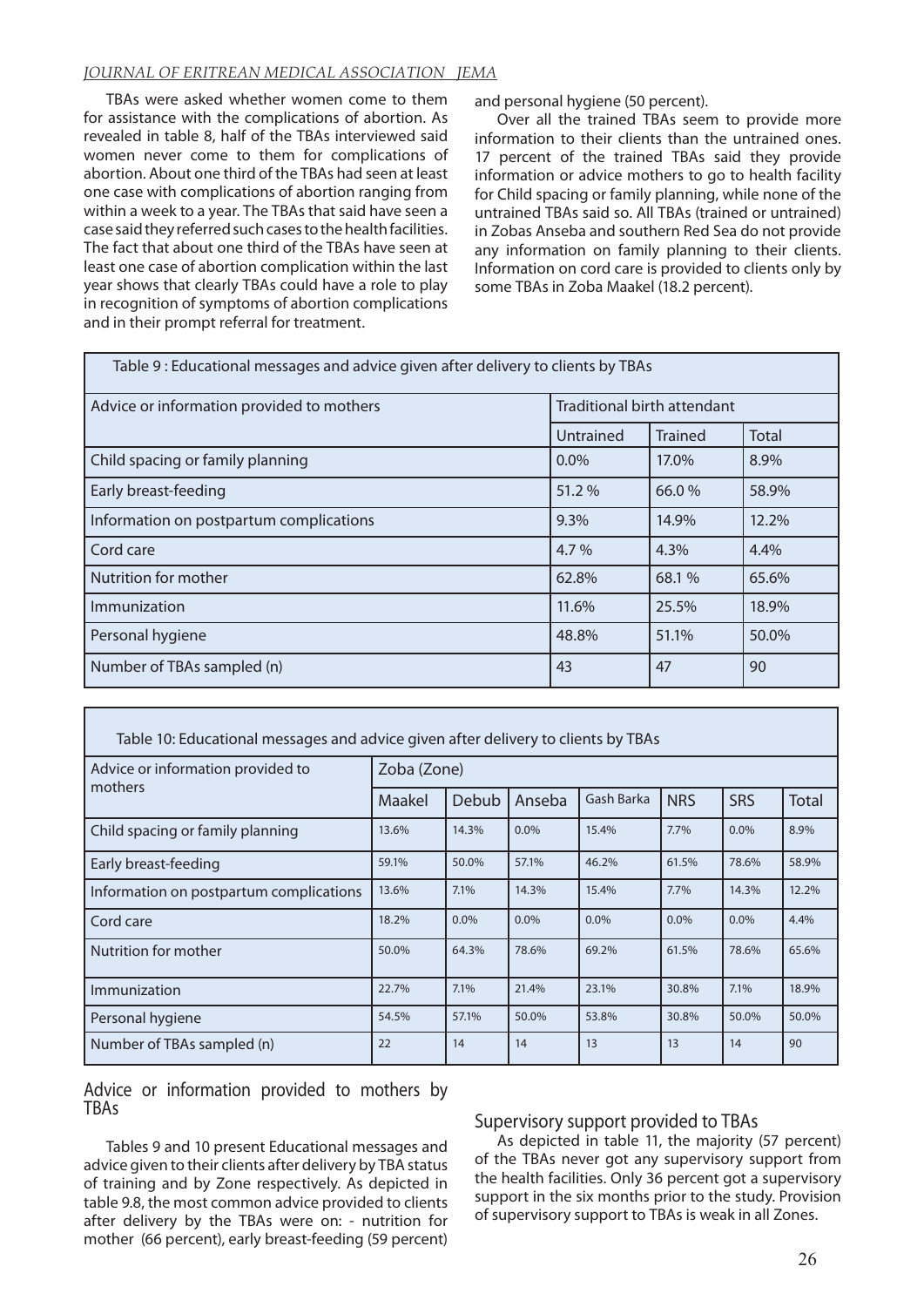TBAs were asked whether women come to them for assistance with the complications of abortion. As revealed in table 8, half of the TBAs interviewed said women never come to them for complications of abortion. About one third of the TBAs had seen at least one case with complications of abortion ranging from within a week to a year. The TBAs that said have seen a case said they referred such cases to the health facilities. The fact that about one third of the TBAs have seen at least one case of abortion complication within the last year shows that clearly TBAs could have a role to play in recognition of symptoms of abortion complications and in their prompt referral for treatment.

| Table 9 : Educational messages and advice given after delivery to clients by TBAs | | | |
|---|---|---|---|
| Advice or information provided to mothers | Traditional birth attendant | | |
| | Untrained | Trained | Total |
| Child spacing or family planning | 0.0% | 17.0% | 8.9% |
| Early breast-feeding | 51.2 % | 66.0 % | 58.9% |
| Information on postpartum complications | 9.3% | 14.9% | 12.2% |
| Cord care | 4.7 % | 4.3% | 4.4% |
| Nutrition for mother | 62.8% | 68.1 % | 65.6% |
| Immunization | 11.6% | 25.5% | 18.9% |
| Personal hygiene | 48.8% | 51.1% | 50.0% |
| Number of TBAs sampled (n) | 43 | 47 | 90 |

| Table 10: Educational messages and advice given after delivery to clients by TBAs | | | | | | | |
|---|---|---|---|---|---|---|---|
| Advice or information provided to mothers | Zoba (Zone) | | | | | | |
| | Maakel | Debub | Anseba | Gash Barka | NRS | SRS | Total |
| Child spacing or family planning | 13.6% | 14.3% | 0.0% | 15.4% | 7.7% | 0.0% | 8.9% |
| Early breast-feeding | 59.1% | 50.0% | 57.1% | 46.2% | 61.5% | 78.6% | 58.9% |
| Information on postpartum complications | 13.6% | 7.1% | 14.3% | 15.4% | 7.7% | 14.3% | 12.2% |
| Cord care | 18.2% | 0.0% | 0.0% | 0.0% | 0.0% | 0.0% | 4.4% |
| Nutrition for mother | 50.0% | 64.3% | 78.6% | 69.2% | 61.5% | 78.6% | 65.6% |
| Immunization | 22.7% | 7.1% | 21.4% | 23.1% | 30.8% | 7.1% | 18.9% |
| Personal hygiene | 54.5% | 57.1% | 50.0% | 53.8% | 30.8% | 50.0% | 50.0% |
| Number of TBAs sampled (n) | 22 | 14 | 14 | 13 | 13 | 14 | 90 |

## Advice or information provided to mothers by TBAs

Tables 9 and 10 present Educational messages and advice given to their clients after delivery by TBA status of training and by Zone respectively. As depicted in table 9.8, the most common advice provided to clients after delivery by the TBAs were on: - nutrition for mother (66 percent), early breast-feeding (59 percent) and personal hygiene (50 percent).

Over all the trained TBAs seem to provide more information to their clients than the untrained ones. 17 percent of the trained TBAs said they provide information or advice mothers to go to health facility for Child spacing or family planning, while none of the untrained TBAs said so. All TBAs (trained or untrained) in Zobas Anseba and southern Red Sea do not provide any information on family planning to their clients. Information on cord care is provided to clients only by some TBAs in Zoba Maakel (18.2 percent).

## Supervisory support provided to TBAs

As depicted in table 11, the majority (57 percent) of the TBAs never got any supervisory support from the health facilities. Only 36 percent got a supervisory support in the six months prior to the study. Provision of supervisory support to TBAs is weak in all Zones.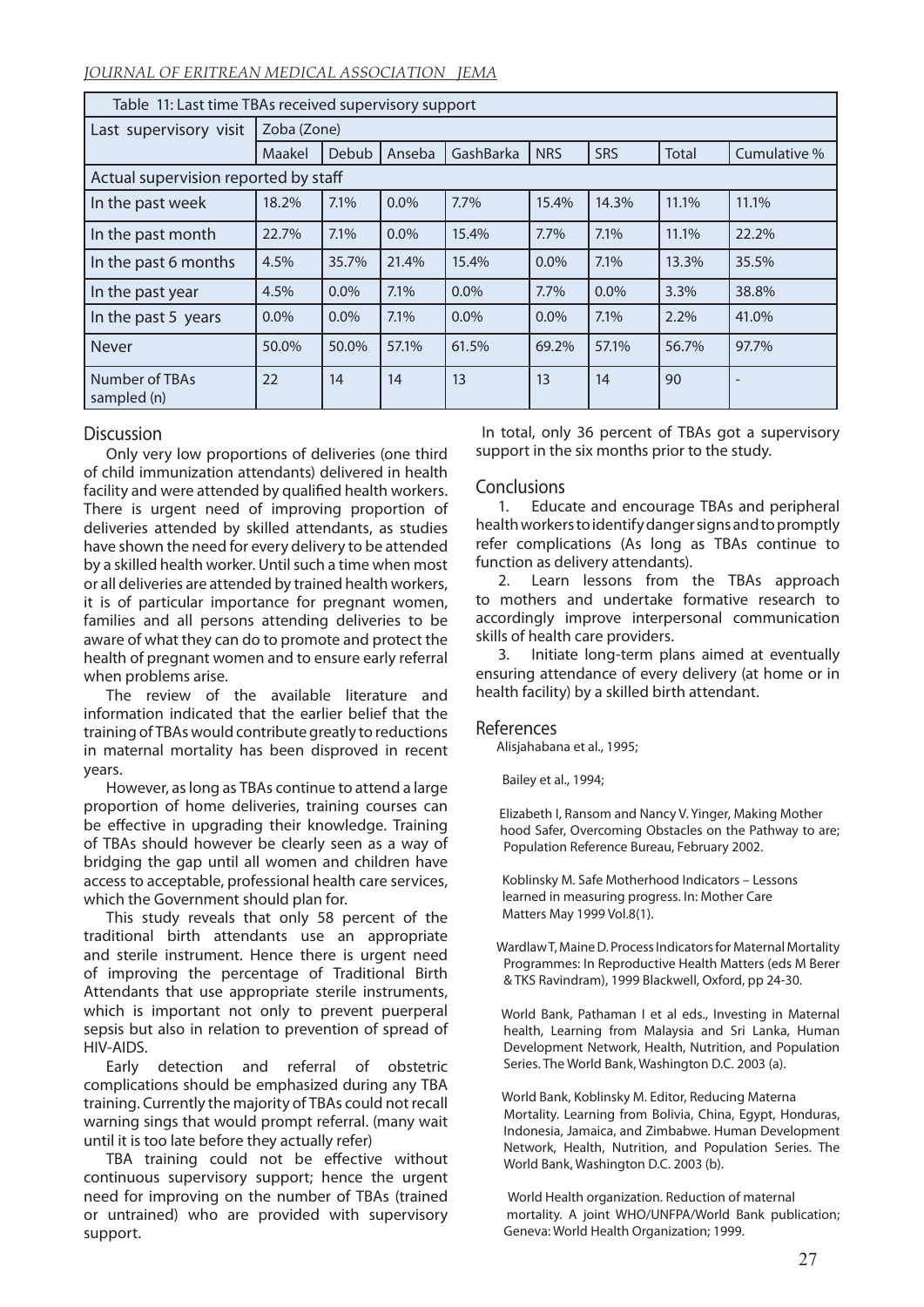| Table 11: Last time TBAs received supervisory support | | | | | | | | |
|---|---|---|---|---|---|---|---|---|
| Last supervisory visit | Zoba (Zone) | | | | | | | |
| | Maakel | Debub | Anseba | GashBarka | NRS | SRS | Total | Cumulative % |
| Actual supervision reported by staff | | | | | | | | |
| In the past week | 18.2% | 7.1% | 0.0% | 7.7% | 15.4% | 14.3% | 11.1% | 11.1% |
| In the past month | 22.7% | 7.1% | 0.0% | 15.4% | 7.7% | 7.1% | 11.1% | 22.2% |
| In the past 6 months | 4.5% | 35.7% | 21.4% | 15.4% | 0.0% | 7.1% | 13.3% | 35.5% |
| In the past year | 4.5% | 0.0% | 7.1% | 0.0% | 7.7% | 0.0% | 3.3% | 38.8% |
| In the past 5 years | 0.0% | 0.0% | 7.1% | 0.0% | 0.0% | 7.1% | 2.2% | 41.0% |
| Never | 50.0% | 50.0% | 57.1% | 61.5% | 69.2% | 57.1% | 56.7% | 97.7% |
| Number of TBAs sampled (n) | 22 | 14 | 14 | 13 | 13 | 14 | 90 | - |

## Discussion

Only very low proportions of deliveries (one third of child immunization attendants) delivered in health facility and were attended by qualified health workers. There is urgent need of improving proportion of deliveries attended by skilled attendants, as studies have shown the need for every delivery to be attended by a skilled health worker. Until such a time when most or all deliveries are attended by trained health workers, it is of particular importance for pregnant women, families and all persons attending deliveries to be aware of what they can do to promote and protect the health of pregnant women and to ensure early referral when problems arise.

The review of the available literature and information indicated that the earlier belief that the training of TBAs would contribute greatly to reductions in maternal mortality has been disproved in recent years.

However, as long as TBAs continue to attend a large proportion of home deliveries, training courses can be effective in upgrading their knowledge. Training of TBAs should however be clearly seen as a way of bridging the gap until all women and children have access to acceptable, professional health care services, which the Government should plan for.

This study reveals that only 58 percent of the traditional birth attendants use an appropriate and sterile instrument. Hence there is urgent need of improving the percentage of Traditional Birth Attendants that use appropriate sterile instruments, which is important not only to prevent puerperal sepsis but also in relation to prevention of spread of HIV-AIDS.

Early detection and referral of obstetric complications should be emphasized during any TBA training. Currently the majority of TBAs could not recall warning sings that would prompt referral. (many wait until it is too late before they actually refer)

TBA training could not be effective without continuous supervisory support; hence the urgent need for improving on the number of TBAs (trained or untrained) who are provided with supervisory support.

In total, only 36 percent of TBAs got a supervisory support in the six months prior to the study.

## Conclusions

1. Educate and encourage TBAs and peripheral health workers to identify danger signs and to promptly refer complications (As long as TBAs continue to function as delivery attendants).
2. Learn lessons from the TBAs approach to mothers and undertake formative research to accordingly improve interpersonal communication skills of health care providers.
3. Initiate long-term plans aimed at eventually ensuring attendance of every delivery (at home or in health facility) by a skilled birth attendant.

## References

Alisjahabana et al., 1995;

Bailey et al., 1994;

Elizabeth I, Ransom and Nancy V. Yinger, Making Mother hood Safer, Overcoming Obstacles on the Pathway to are; Population Reference Bureau, February 2002.

Koblinsky M. Safe Motherhood Indicators – Lessons learned in measuring progress. In: Mother Care Matters May 1999 Vol.8(1).

Wardlaw T, Maine D. Process Indicators for Maternal Mortality Programmes: In Reproductive Health Matters (eds M Berer & TKS Ravindram), 1999 Blackwell, Oxford, pp 24-30.

World Bank, Pathaman I et al eds., Investing in Maternal health, Learning from Malaysia and Sri Lanka, Human Development Network, Health, Nutrition, and Population Series. The World Bank, Washington D.C. 2003 (a).

World Bank, Koblinsky M. Editor, Reducing Materna Mortality. Learning from Bolivia, China, Egypt, Honduras, Indonesia, Jamaica, and Zimbabwe. Human Development Network, Health, Nutrition, and Population Series. The World Bank, Washington D.C. 2003 (b).

World Health organization. Reduction of maternal mortality. A joint WHO/UNFPA/World Bank publication; Geneva: World Health Organization; 1999.